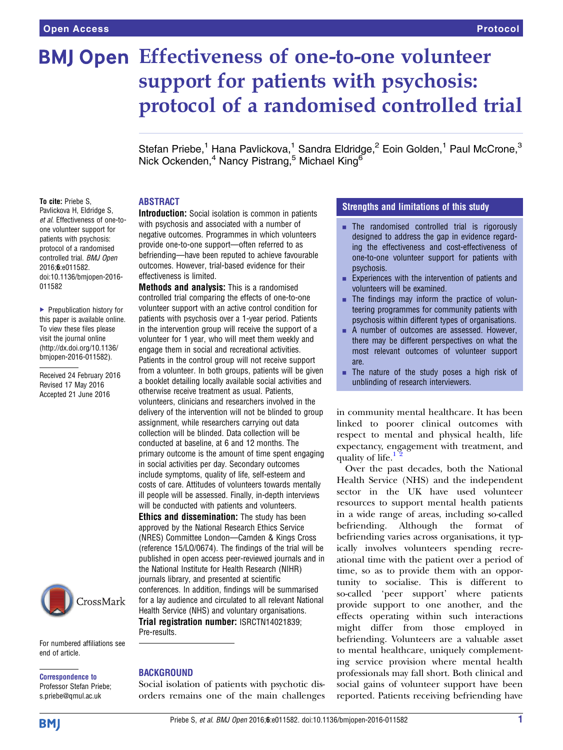# Effectiveness of one-to-one volunteer support for patients with psychosis: protocol of a randomised controlled trial

Stefan Priebe,[1] Hana Pavlickova,[1] Sandra Eldridge,[2] Eoin Golden,[1] Paul McCrone,[3] Nick Ockenden,[4] Nancy Pistrang,[5] Michael King[6]

**To cite:** Priebe S, Pavlickova H, Eldridge S, *et al*. Effectiveness of one-to-one volunteer support for patients with psychosis: protocol of a randomised controlled trial. *BMJ Open* 2016;**6**:e011582. doi:10.1136/bmjopen-2016-011582

▶ Prepublication history for this paper is available online. To view these files please visit the journal online (http://dx.doi.org/10.1136/bmjopen-2016-011582).

Received 24 February 2016
Revised 17 May 2016
Accepted 21 June 2016

For numbered affiliations see end of article.

**Correspondence to**
Professor Stefan Priebe; s.priebe@qmul.ac.uk

## ABSTRACT

**Introduction:** Social isolation is common in patients with psychosis and associated with a number of negative outcomes. Programmes in which volunteers provide one-to-one support—often referred to as befriending—have been reputed to achieve favourable outcomes. However, trial-based evidence for their effectiveness is limited.

**Methods and analysis:** This is a randomised controlled trial comparing the effects of one-to-one volunteer support with an active control condition for patients with psychosis over a 1-year period. Patients in the intervention group will receive the support of a volunteer for 1 year, who will meet them weekly and engage them in social and recreational activities. Patients in the control group will not receive support from a volunteer. In both groups, patients will be given a booklet detailing locally available social activities and otherwise receive treatment as usual. Patients, volunteers, clinicians and researchers involved in the delivery of the intervention will not be blinded to group assignment, while researchers carrying out data collection will be blinded. Data collection will be conducted at baseline, at 6 and 12 months. The primary outcome is the amount of time spent engaging in social activities per day. Secondary outcomes include symptoms, quality of life, self-esteem and costs of care. Attitudes of volunteers towards mentally ill people will be assessed. Finally, in-depth interviews will be conducted with patients and volunteers.

**Ethics and dissemination:** The study has been approved by the National Research Ethics Service (NRES) Committee London—Camden & Kings Cross (reference 15/LO/0674). The findings of the trial will be published in open access peer-reviewed journals and in the National Institute for Health Research (NIHR) journals library, and presented at scientific conferences. In addition, findings will be summarised for a lay audience and circulated to all relevant National Health Service (NHS) and voluntary organisations.

**Trial registration number:** ISRCTN14021839; Pre-results.

### Strengths and limitations of this study

- The randomised controlled trial is rigorously designed to address the gap in evidence regarding the effectiveness and cost-effectiveness of one-to-one volunteer support for patients with psychosis.
- Experiences with the intervention of patients and volunteers will be examined.
- The findings may inform the practice of volunteering programmes for community patients with psychosis within different types of organisations.
- A number of outcomes are assessed. However, there may be different perspectives on what the most relevant outcomes of volunteer support are.
- The nature of the study poses a high risk of unblinding of research interviewers.

## BACKGROUND

Social isolation of patients with psychotic disorders remains one of the main challenges in community mental healthcare. It has been linked to poorer clinical outcomes with respect to mental and physical health, life expectancy, engagement with treatment, and quality of life.[1,2]

Over the past decades, both the National Health Service (NHS) and the independent sector in the UK have used volunteer resources to support mental health patients in a wide range of areas, including so-called befriending. Although the format of befriending varies across organisations, it typically involves volunteers spending recreational time with the patient over a period of time, so as to provide them with an opportunity to socialise. This is different to so-called 'peer support' where patients provide support to one another, and the effects operating within such interactions might differ from those employed in befriending. Volunteers are a valuable asset to mental healthcare, uniquely complementing service provision where mental health professionals may fall short. Both clinical and social gains of volunteer support have been reported. Patients receiving befriending have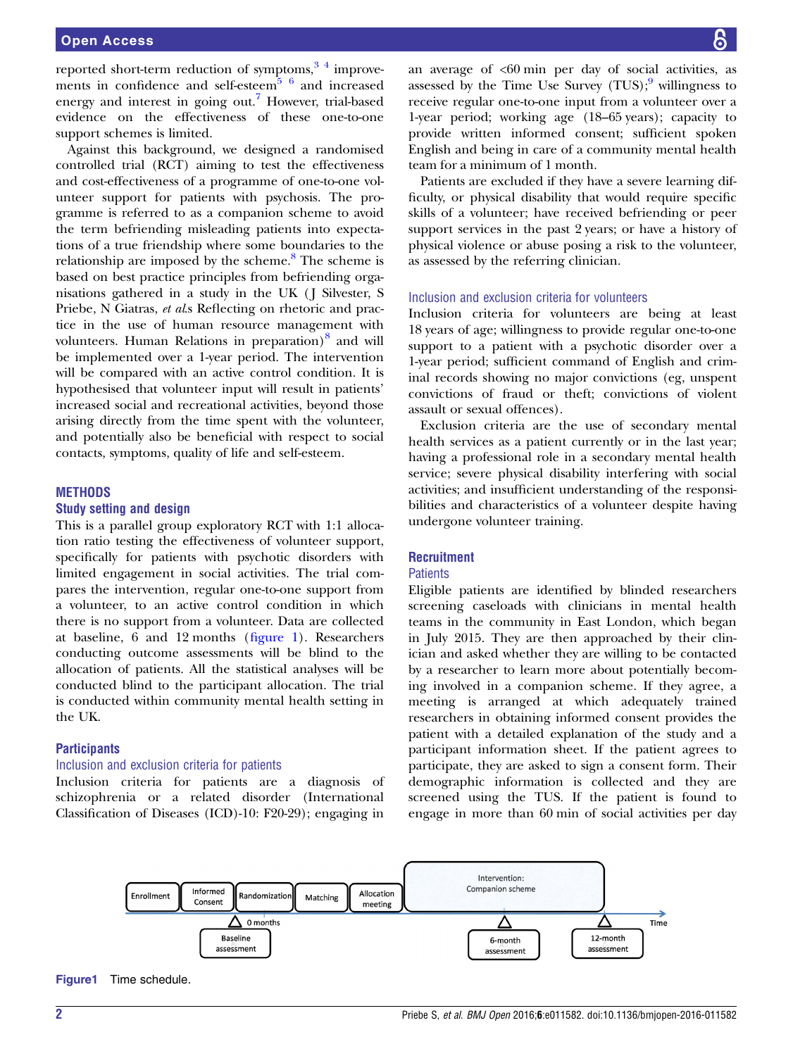reported short-term reduction of symptoms,[3 4] improvements in confidence and self-esteem[5 6] and increased energy and interest in going out.[7] However, trial-based evidence on the effectiveness of these one-to-one support schemes is limited.

Against this background, we designed a randomised controlled trial (RCT) aiming to test the effectiveness and cost-effectiveness of a programme of one-to-one volunteer support for patients with psychosis. The programme is referred to as a companion scheme to avoid the term befriending misleading patients into expectations of a true friendship where some boundaries to the relationship are imposed by the scheme.[8] The scheme is based on best practice principles from befriending organisations gathered in a study in the UK (J Silvester, S Priebe, N Giatras, *et al*.s Reflecting on rhetoric and practice in the use of human resource management with volunteers. Human Relations in preparation)[8] and will be implemented over a 1-year period. The intervention will be compared with an active control condition. It is hypothesised that volunteer input will result in patients' increased social and recreational activities, beyond those arising directly from the time spent with the volunteer, and potentially also be beneficial with respect to social contacts, symptoms, quality of life and self-esteem.

## METHODS

### Study setting and design

This is a parallel group exploratory RCT with 1:1 allocation ratio testing the effectiveness of volunteer support, specifically for patients with psychotic disorders with limited engagement in social activities. The trial compares the intervention, regular one-to-one support from a volunteer, to an active control condition in which there is no support from a volunteer. Data are collected at baseline, 6 and 12 months (figure 1). Researchers conducting outcome assessments will be blind to the allocation of patients. All the statistical analyses will be conducted blind to the participant allocation. The trial is conducted within community mental health setting in the UK.

### Participants

#### Inclusion and exclusion criteria for patients

Inclusion criteria for patients are a diagnosis of schizophrenia or a related disorder (International Classification of Diseases (ICD)-10: F20-29); engaging in an average of <60 min per day of social activities, as assessed by the Time Use Survey (TUS);[9] willingness to receive regular one-to-one input from a volunteer over a 1-year period; working age (18–65 years); capacity to provide written informed consent; sufficient spoken English and being in care of a community mental health team for a minimum of 1 month.

Patients are excluded if they have a severe learning difficulty, or physical disability that would require specific skills of a volunteer; have received befriending or peer support services in the past 2 years; or have a history of physical violence or abuse posing a risk to the volunteer, as assessed by the referring clinician.

#### Inclusion and exclusion criteria for volunteers

Inclusion criteria for volunteers are being at least 18 years of age; willingness to provide regular one-to-one support to a patient with a psychotic disorder over a 1-year period; sufficient command of English and criminal records showing no major convictions (eg, unspent convictions of fraud or theft; convictions of violent assault or sexual offences).

Exclusion criteria are the use of secondary mental health services as a patient currently or in the last year; having a professional role in a secondary mental health service; severe physical disability interfering with social activities; and insufficient understanding of the responsibilities and characteristics of a volunteer despite having undergone volunteer training.

### Recruitment

#### Patients

Eligible patients are identified by blinded researchers screening caseloads with clinicians in mental health teams in the community in East London, which began in July 2015. They are then approached by their clinician and asked whether they are willing to be contacted by a researcher to learn more about potentially becoming involved in a companion scheme. If they agree, a meeting is arranged at which adequately trained researchers in obtaining informed consent provides the patient with a detailed explanation of the study and a participant information sheet. If the patient agrees to participate, they are asked to sign a consent form. Their demographic information is collected and they are screened using the TUS. If the patient is found to engage in more than 60 min of social activities per day

Enrollment → Informed Consent → Randomization → Matching → Allocation meeting → Intervention: Companion scheme — Time (0 months: Baseline assessment; 6-month assessment; 12-month assessment)

Figure1 Time schedule.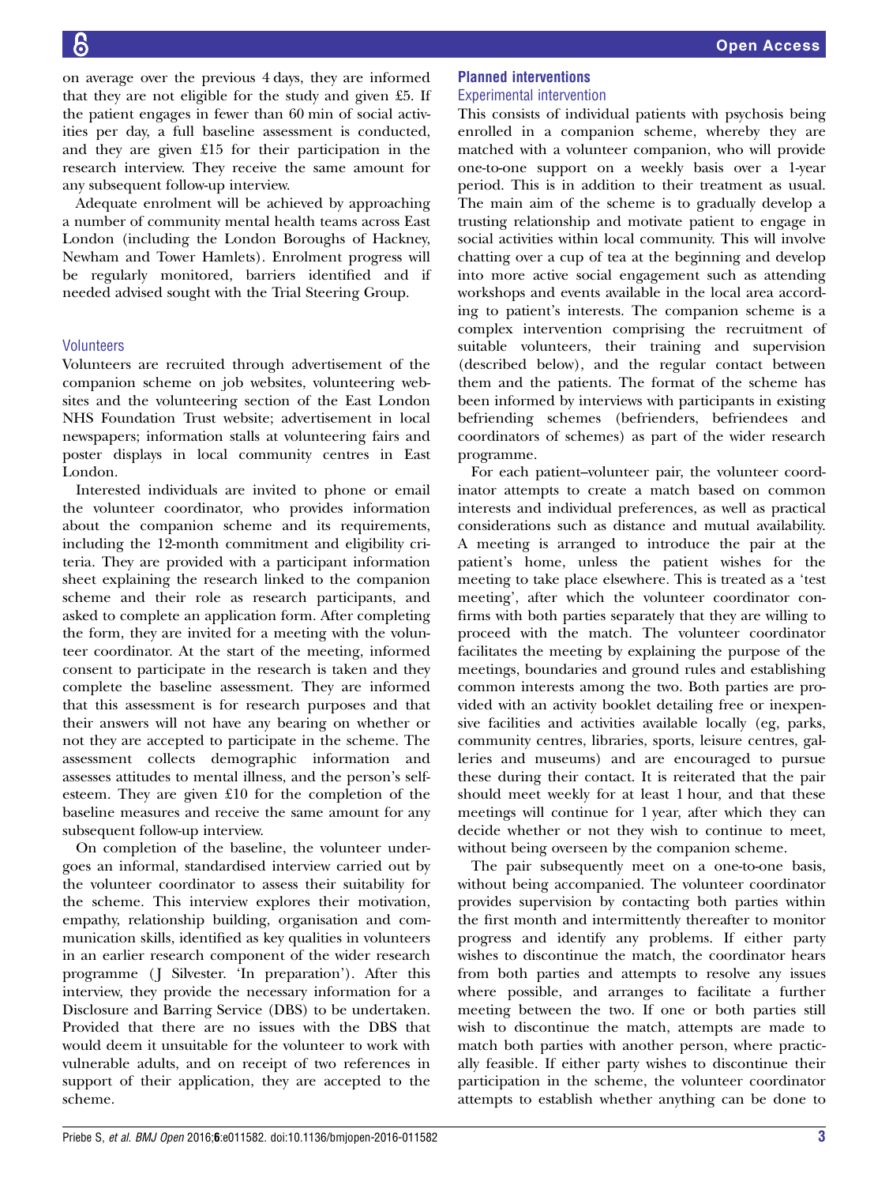on average over the previous 4 days, they are informed that they are not eligible for the study and given £5. If the patient engages in fewer than 60 min of social activities per day, a full baseline assessment is conducted, and they are given £15 for their participation in the research interview. They receive the same amount for any subsequent follow-up interview.

Adequate enrolment will be achieved by approaching a number of community mental health teams across East London (including the London Boroughs of Hackney, Newham and Tower Hamlets). Enrolment progress will be regularly monitored, barriers identified and if needed advised sought with the Trial Steering Group.

### Volunteers

Volunteers are recruited through advertisement of the companion scheme on job websites, volunteering websites and the volunteering section of the East London NHS Foundation Trust website; advertisement in local newspapers; information stalls at volunteering fairs and poster displays in local community centres in East London.

Interested individuals are invited to phone or email the volunteer coordinator, who provides information about the companion scheme and its requirements, including the 12-month commitment and eligibility criteria. They are provided with a participant information sheet explaining the research linked to the companion scheme and their role as research participants, and asked to complete an application form. After completing the form, they are invited for a meeting with the volunteer coordinator. At the start of the meeting, informed consent to participate in the research is taken and they complete the baseline assessment. They are informed that this assessment is for research purposes and that their answers will not have any bearing on whether or not they are accepted to participate in the scheme. The assessment collects demographic information and assesses attitudes to mental illness, and the person's self-esteem. They are given £10 for the completion of the baseline measures and receive the same amount for any subsequent follow-up interview.

On completion of the baseline, the volunteer undergoes an informal, standardised interview carried out by the volunteer coordinator to assess their suitability for the scheme. This interview explores their motivation, empathy, relationship building, organisation and communication skills, identified as key qualities in volunteers in an earlier research component of the wider research programme (J Silvester. 'In preparation'). After this interview, they provide the necessary information for a Disclosure and Barring Service (DBS) to be undertaken. Provided that there are no issues with the DBS that would deem it unsuitable for the volunteer to work with vulnerable adults, and on receipt of two references in support of their application, they are accepted to the scheme.

## Planned interventions

### Experimental intervention

This consists of individual patients with psychosis being enrolled in a companion scheme, whereby they are matched with a volunteer companion, who will provide one-to-one support on a weekly basis over a 1-year period. This is in addition to their treatment as usual. The main aim of the scheme is to gradually develop a trusting relationship and motivate patient to engage in social activities within local community. This will involve chatting over a cup of tea at the beginning and develop into more active social engagement such as attending workshops and events available in the local area according to patient's interests. The companion scheme is a complex intervention comprising the recruitment of suitable volunteers, their training and supervision (described below), and the regular contact between them and the patients. The format of the scheme has been informed by interviews with participants in existing befriending schemes (befrienders, befriendees and coordinators of schemes) as part of the wider research programme.

For each patient–volunteer pair, the volunteer coordinator attempts to create a match based on common interests and individual preferences, as well as practical considerations such as distance and mutual availability. A meeting is arranged to introduce the pair at the patient's home, unless the patient wishes for the meeting to take place elsewhere. This is treated as a 'test meeting', after which the volunteer coordinator confirms with both parties separately that they are willing to proceed with the match. The volunteer coordinator facilitates the meeting by explaining the purpose of the meetings, boundaries and ground rules and establishing common interests among the two. Both parties are provided with an activity booklet detailing free or inexpensive facilities and activities available locally (eg, parks, community centres, libraries, sports, leisure centres, galleries and museums) and are encouraged to pursue these during their contact. It is reiterated that the pair should meet weekly for at least 1 hour, and that these meetings will continue for 1 year, after which they can decide whether or not they wish to continue to meet, without being overseen by the companion scheme.

The pair subsequently meet on a one-to-one basis, without being accompanied. The volunteer coordinator provides supervision by contacting both parties within the first month and intermittently thereafter to monitor progress and identify any problems. If either party wishes to discontinue the match, the coordinator hears from both parties and attempts to resolve any issues where possible, and arranges to facilitate a further meeting between the two. If one or both parties still wish to discontinue the match, attempts are made to match both parties with another person, where practically feasible. If either party wishes to discontinue their participation in the scheme, the volunteer coordinator attempts to establish whether anything can be done to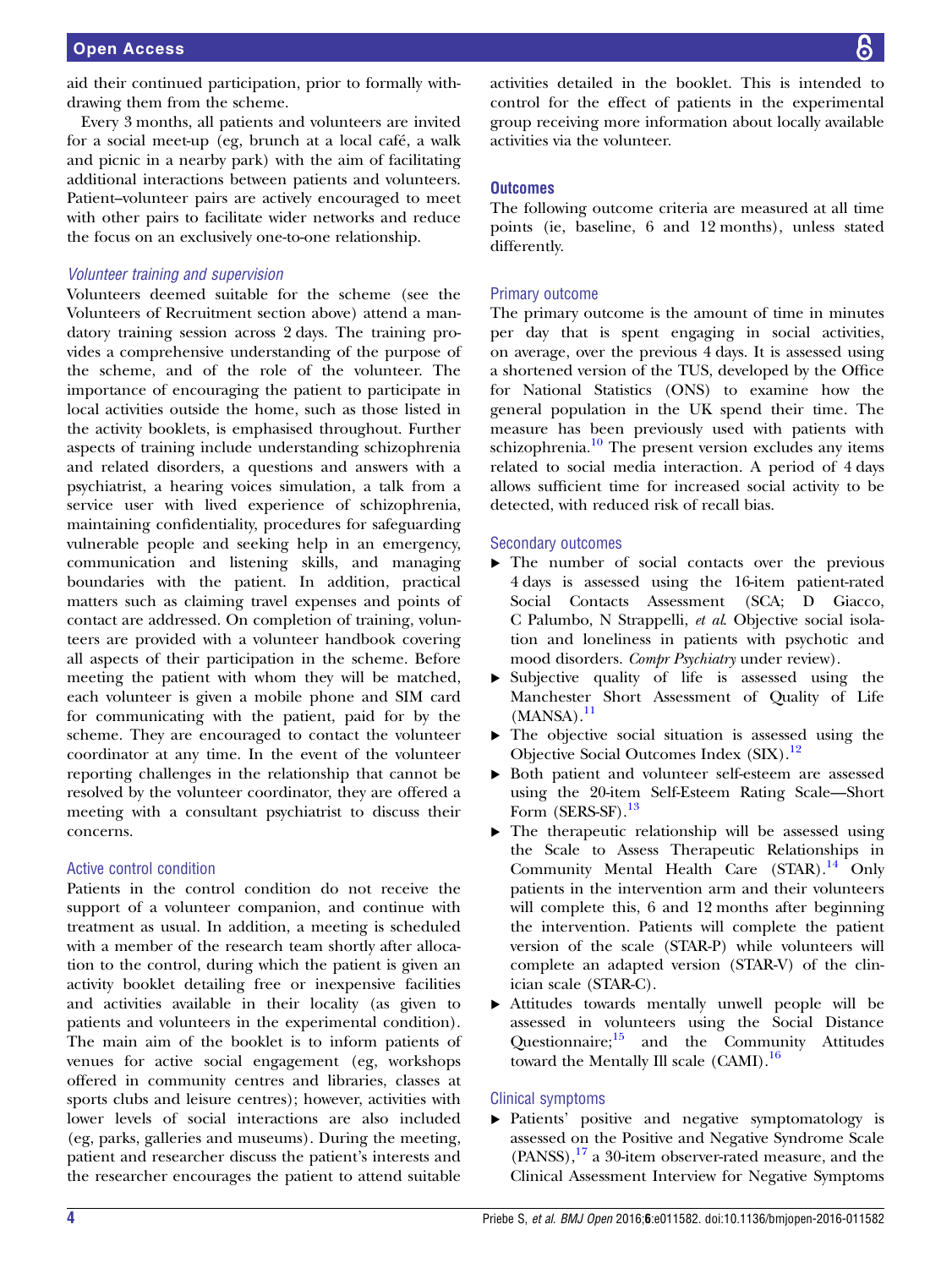aid their continued participation, prior to formally withdrawing them from the scheme.

Every 3 months, all patients and volunteers are invited for a social meet-up (eg, brunch at a local café, a walk and picnic in a nearby park) with the aim of facilitating additional interactions between patients and volunteers. Patient–volunteer pairs are actively encouraged to meet with other pairs to facilitate wider networks and reduce the focus on an exclusively one-to-one relationship.

*Volunteer training and supervision*

Volunteers deemed suitable for the scheme (see the Volunteers of Recruitment section above) attend a mandatory training session across 2 days. The training provides a comprehensive understanding of the purpose of the scheme, and of the role of the volunteer. The importance of encouraging the patient to participate in local activities outside the home, such as those listed in the activity booklets, is emphasised throughout. Further aspects of training include understanding schizophrenia and related disorders, a questions and answers with a psychiatrist, a hearing voices simulation, a talk from a service user with lived experience of schizophrenia, maintaining confidentiality, procedures for safeguarding vulnerable people and seeking help in an emergency, communication and listening skills, and managing boundaries with the patient. In addition, practical matters such as claiming travel expenses and points of contact are addressed. On completion of training, volunteers are provided with a volunteer handbook covering all aspects of their participation in the scheme. Before meeting the patient with whom they will be matched, each volunteer is given a mobile phone and SIM card for communicating with the patient, paid for by the scheme. They are encouraged to contact the volunteer coordinator at any time. In the event of the volunteer reporting challenges in the relationship that cannot be resolved by the volunteer coordinator, they are offered a meeting with a consultant psychiatrist to discuss their concerns.

### Active control condition

Patients in the control condition do not receive the support of a volunteer companion, and continue with treatment as usual. In addition, a meeting is scheduled with a member of the research team shortly after allocation to the control, during which the patient is given an activity booklet detailing free or inexpensive facilities and activities available in their locality (as given to patients and volunteers in the experimental condition). The main aim of the booklet is to inform patients of venues for active social engagement (eg, workshops offered in community centres and libraries, classes at sports clubs and leisure centres); however, activities with lower levels of social interactions are also included (eg, parks, galleries and museums). During the meeting, patient and researcher discuss the patient's interests and the researcher encourages the patient to attend suitable activities detailed in the booklet. This is intended to control for the effect of patients in the experimental group receiving more information about locally available activities via the volunteer.

## Outcomes

The following outcome criteria are measured at all time points (ie, baseline, 6 and 12 months), unless stated differently.

### Primary outcome

The primary outcome is the amount of time in minutes per day that is spent engaging in social activities, on average, over the previous 4 days. It is assessed using a shortened version of the TUS, developed by the Office for National Statistics (ONS) to examine how the general population in the UK spend their time. The measure has been previously used with patients with schizophrenia.[10] The present version excludes any items related to social media interaction. A period of 4 days allows sufficient time for increased social activity to be detected, with reduced risk of recall bias.

### Secondary outcomes

- The number of social contacts over the previous 4 days is assessed using the 16-item patient-rated Social Contacts Assessment (SCA; D Giacco, C Palumbo, N Strappelli, *et al*. Objective social isolation and loneliness in patients with psychotic and mood disorders. *Compr Psychiatry* under review).
- Subjective quality of life is assessed using the Manchester Short Assessment of Quality of Life (MANSA).[11]
- The objective social situation is assessed using the Objective Social Outcomes Index (SIX).[12]
- Both patient and volunteer self-esteem are assessed using the 20-item Self-Esteem Rating Scale—Short Form (SERS-SF).[13]
- The therapeutic relationship will be assessed using the Scale to Assess Therapeutic Relationships in Community Mental Health Care (STAR).[14] Only patients in the intervention arm and their volunteers will complete this, 6 and 12 months after beginning the intervention. Patients will complete the patient version of the scale (STAR-P) while volunteers will complete an adapted version (STAR-V) of the clinician scale (STAR-C).
- Attitudes towards mentally unwell people will be assessed in volunteers using the Social Distance Questionnaire;[15] and the Community Attitudes toward the Mentally Ill scale (CAMI).[16]

### Clinical symptoms

- Patients' positive and negative symptomatology is assessed on the Positive and Negative Syndrome Scale (PANSS),[17] a 30-item observer-rated measure, and the Clinical Assessment Interview for Negative Symptoms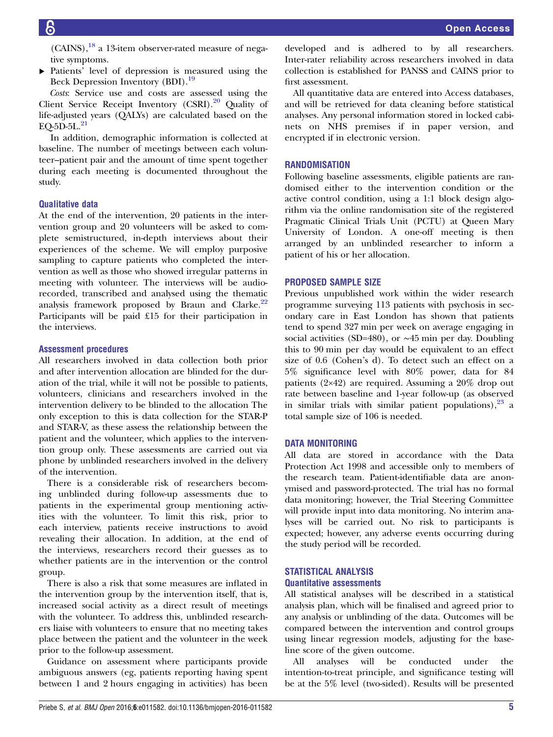(CAINS),[18] a 13-item observer-rated measure of negative symptoms.

- Patients' level of depression is measured using the Beck Depression Inventory (BDI).[19]

*Costs*: Service use and costs are assessed using the Client Service Receipt Inventory (CSRI).[20] Quality of life-adjusted years (QALYs) are calculated based on the EQ-5D-5L.[21]

In addition, demographic information is collected at baseline. The number of meetings between each volunteer–patient pair and the amount of time spent together during each meeting is documented throughout the study.

### Qualitative data

At the end of the intervention, 20 patients in the intervention group and 20 volunteers will be asked to complete semistructured, in-depth interviews about their experiences of the scheme. We will employ purposive sampling to capture patients who completed the intervention as well as those who showed irregular patterns in meeting with volunteer. The interviews will be audio-recorded, transcribed and analysed using the thematic analysis framework proposed by Braun and Clarke.[22] Participants will be paid £15 for their participation in the interviews.

### Assessment procedures

All researchers involved in data collection both prior and after intervention allocation are blinded for the duration of the trial, while it will not be possible to patients, volunteers, clinicians and researchers involved in the intervention delivery to be blinded to the allocation The only exception to this is data collection for the STAR-P and STAR-V, as these assess the relationship between the patient and the volunteer, which applies to the intervention group only. These assessments are carried out via phone by unblinded researchers involved in the delivery of the intervention.

There is a considerable risk of researchers becoming unblinded during follow-up assessments due to patients in the experimental group mentioning activities with the volunteer. To limit this risk, prior to each interview, patients receive instructions to avoid revealing their allocation. In addition, at the end of the interviews, researchers record their guesses as to whether patients are in the intervention or the control group.

There is also a risk that some measures are inflated in the intervention group by the intervention itself, that is, increased social activity as a direct result of meetings with the volunteer. To address this, unblinded researchers liaise with volunteers to ensure that no meeting takes place between the patient and the volunteer in the week prior to the follow-up assessment.

Guidance on assessment where participants provide ambiguous answers (eg, patients reporting having spent between 1 and 2 hours engaging in activities) has been developed and is adhered to by all researchers. Inter-rater reliability across researchers involved in data collection is established for PANSS and CAINS prior to first assessment.

All quantitative data are entered into Access databases, and will be retrieved for data cleaning before statistical analyses. Any personal information stored in locked cabinets on NHS premises if in paper version, and encrypted if in electronic version.

## RANDOMISATION

Following baseline assessments, eligible patients are randomised either to the intervention condition or the active control condition, using a 1:1 block design algorithm via the online randomisation site of the registered Pragmatic Clinical Trials Unit (PCTU) at Queen Mary University of London. A one-off meeting is then arranged by an unblinded researcher to inform a patient of his or her allocation.

## PROPOSED SAMPLE SIZE

Previous unpublished work within the wider research programme surveying 113 patients with psychosis in secondary care in East London has shown that patients tend to spend 327 min per week on average engaging in social activities (SD=480), or ~45 min per day. Doubling this to 90 min per day would be equivalent to an effect size of 0.6 (Cohen's d). To detect such an effect on a 5% significance level with 80% power, data for 84 patients (2×42) are required. Assuming a 20% drop out rate between baseline and 1-year follow-up (as observed in similar trials with similar patient populations),[23] a total sample size of 106 is needed.

## DATA MONITORING

All data are stored in accordance with the Data Protection Act 1998 and accessible only to members of the research team. Patient-identifiable data are anonymised and password-protected. The trial has no formal data monitoring; however, the Trial Steering Committee will provide input into data monitoring. No interim analyses will be carried out. No risk to participants is expected; however, any adverse events occurring during the study period will be recorded.

## STATISTICAL ANALYSIS

### Quantitative assessments

All statistical analyses will be described in a statistical analysis plan, which will be finalised and agreed prior to any analysis or unblinding of the data. Outcomes will be compared between the intervention and control groups using linear regression models, adjusting for the baseline score of the given outcome.

All analyses will be conducted under the intention-to-treat principle, and significance testing will be at the 5% level (two-sided). Results will be presented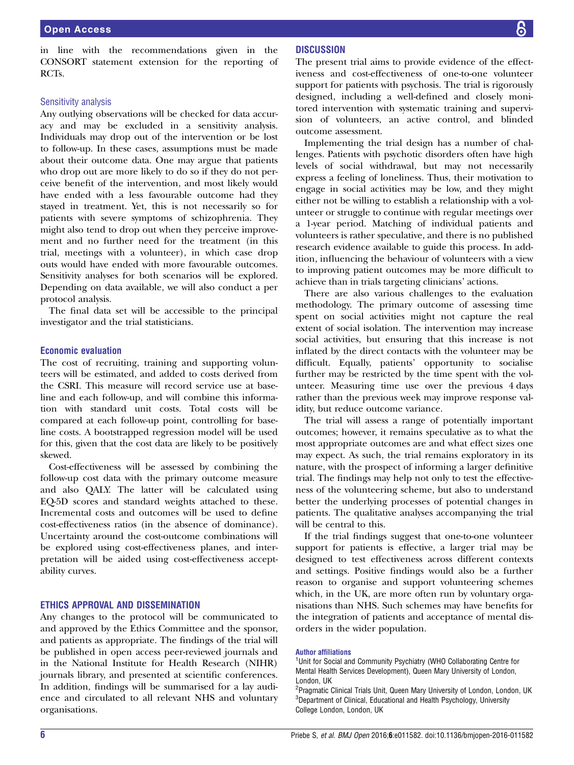in line with the recommendations given in the CONSORT statement extension for the reporting of RCTs.

### Sensitivity analysis

Any outlying observations will be checked for data accuracy and may be excluded in a sensitivity analysis. Individuals may drop out of the intervention or be lost to follow-up. In these cases, assumptions must be made about their outcome data. One may argue that patients who drop out are more likely to do so if they do not perceive benefit of the intervention, and most likely would have ended with a less favourable outcome had they stayed in treatment. Yet, this is not necessarily so for patients with severe symptoms of schizophrenia. They might also tend to drop out when they perceive improvement and no further need for the treatment (in this trial, meetings with a volunteer), in which case drop outs would have ended with more favourable outcomes. Sensitivity analyses for both scenarios will be explored. Depending on data available, we will also conduct a per protocol analysis.

The final data set will be accessible to the principal investigator and the trial statisticians.

### Economic evaluation

The cost of recruiting, training and supporting volunteers will be estimated, and added to costs derived from the CSRI. This measure will record service use at baseline and each follow-up, and will combine this information with standard unit costs. Total costs will be compared at each follow-up point, controlling for baseline costs. A bootstrapped regression model will be used for this, given that the cost data are likely to be positively skewed.

Cost-effectiveness will be assessed by combining the follow-up cost data with the primary outcome measure and also QALY. The latter will be calculated using EQ-5D scores and standard weights attached to these. Incremental costs and outcomes will be used to define cost-effectiveness ratios (in the absence of dominance). Uncertainty around the cost-outcome combinations will be explored using cost-effectiveness planes, and interpretation will be aided using cost-effectiveness acceptability curves.

## ETHICS APPROVAL AND DISSEMINATION

Any changes to the protocol will be communicated to and approved by the Ethics Committee and the sponsor, and patients as appropriate. The findings of the trial will be published in open access peer-reviewed journals and in the National Institute for Health Research (NIHR) journals library, and presented at scientific conferences. In addition, findings will be summarised for a lay audience and circulated to all relevant NHS and voluntary organisations.

## DISCUSSION

The present trial aims to provide evidence of the effectiveness and cost-effectiveness of one-to-one volunteer support for patients with psychosis. The trial is rigorously designed, including a well-defined and closely monitored intervention with systematic training and supervision of volunteers, an active control, and blinded outcome assessment.

Implementing the trial design has a number of challenges. Patients with psychotic disorders often have high levels of social withdrawal, but may not necessarily express a feeling of loneliness. Thus, their motivation to engage in social activities may be low, and they might either not be willing to establish a relationship with a volunteer or struggle to continue with regular meetings over a 1-year period. Matching of individual patients and volunteers is rather speculative, and there is no published research evidence available to guide this process. In addition, influencing the behaviour of volunteers with a view to improving patient outcomes may be more difficult to achieve than in trials targeting clinicians' actions.

There are also various challenges to the evaluation methodology. The primary outcome of assessing time spent on social activities might not capture the real extent of social isolation. The intervention may increase social activities, but ensuring that this increase is not inflated by the direct contacts with the volunteer may be difficult. Equally, patients' opportunity to socialise further may be restricted by the time spent with the volunteer. Measuring time use over the previous 4 days rather than the previous week may improve response validity, but reduce outcome variance.

The trial will assess a range of potentially important outcomes; however, it remains speculative as to what the most appropriate outcomes are and what effect sizes one may expect. As such, the trial remains exploratory in its nature, with the prospect of informing a larger definitive trial. The findings may help not only to test the effectiveness of the volunteering scheme, but also to understand better the underlying processes of potential changes in patients. The qualitative analyses accompanying the trial will be central to this.

If the trial findings suggest that one-to-one volunteer support for patients is effective, a larger trial may be designed to test effectiveness across different contexts and settings. Positive findings would also be a further reason to organise and support volunteering schemes which, in the UK, are more often run by voluntary organisations than NHS. Such schemes may have benefits for the integration of patients and acceptance of mental disorders in the wider population.

**Author affiliations**

[1]Unit for Social and Community Psychiatry (WHO Collaborating Centre for Mental Health Services Development), Queen Mary University of London, London, UK

[2]Pragmatic Clinical Trials Unit, Queen Mary University of London, London, UK

[3]Department of Clinical, Educational and Health Psychology, University College London, London, UK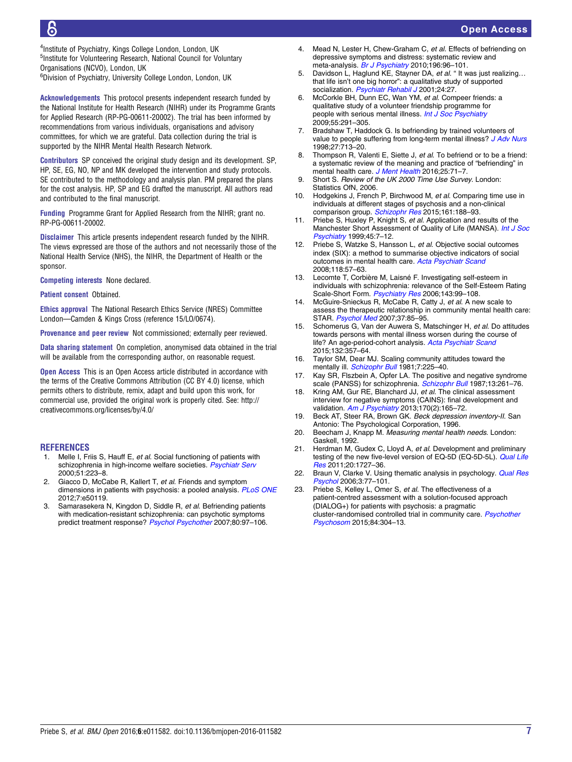[4]Institute of Psychiatry, Kings College London, London, UK
[5]Institute for Volunteering Research, National Council for Voluntary Organisations (NCVO), London, UK
[6]Division of Psychiatry, University College London, London, UK

**Acknowledgements** This protocol presents independent research funded by the National Institute for Health Research (NIHR) under its Programme Grants for Applied Research (RP-PG-00611-20002). The trial has been informed by recommendations from various individuals, organisations and advisory committees, for which we are grateful. Data collection during the trial is supported by the NIHR Mental Health Research Network.

**Contributors** SP conceived the original study design and its development. SP, HP, SE, EG, NO, NP and MK developed the intervention and study protocols. SE contributed to the methodology and analysis plan. PM prepared the plans for the cost analysis. HP, SP and EG drafted the manuscript. All authors read and contributed to the final manuscript.

**Funding** Programme Grant for Applied Research from the NIHR; grant no. RP-PG-00611-20002.

**Disclaimer** This article presents independent research funded by the NIHR. The views expressed are those of the authors and not necessarily those of the National Health Service (NHS), the NIHR, the Department of Health or the sponsor.

**Competing interests** None declared.

**Patient consent** Obtained.

**Ethics approval** The National Research Ethics Service (NRES) Committee London—Camden & Kings Cross (reference 15/LO/0674).

**Provenance and peer review** Not commissioned; externally peer reviewed.

**Data sharing statement** On completion, anonymised data obtained in the trial will be available from the corresponding author, on reasonable request.

**Open Access** This is an Open Access article distributed in accordance with the terms of the Creative Commons Attribution (CC BY 4.0) license, which permits others to distribute, remix, adapt and build upon this work, for commercial use, provided the original work is properly cited. See: http://creativecommons.org/licenses/by/4.0/

## REFERENCES

1. Melle I, Friis S, Hauff E, *et al.* Social functioning of patients with schizophrenia in high-income welfare societies. *Psychiatr Serv* 2000;51:223–8.
2. Giacco D, McCabe R, Kallert T, *et al.* Friends and symptom dimensions in patients with psychosis: a pooled analysis. *PLoS ONE* 2012;7:e50119.
3. Samarasekera N, Kingdon D, Siddle R, *et al.* Befriending patients with medication-resistant schizophrenia: can psychotic symptoms predict treatment response? *Psychol Psychother* 2007;80:97–106.
4. Mead N, Lester H, Chew-Graham C, *et al.* Effects of befriending on depressive symptoms and distress: systematic review and meta-analysis. *Br J Psychiatry* 2010;196:96–101.
5. Davidson L, Haglund KE, Stayner DA, *et al.* " It was just realizing… that life isn't one big horror": a qualitative study of supported socialization. *Psychiatr Rehabil J* 2001;24:27.
6. McCorkle BH, Dunn EC, Wan YM, *et al.* Compeer friends: a qualitative study of a volunteer friendship programme for people with serious mental illness. *Int J Soc Psychiatry* 2009;55:291–305.
7. Bradshaw T, Haddock G. Is befriending by trained volunteers of value to people suffering from long-term mental illness? *J Adv Nurs* 1998;27:713–20.
8. Thompson R, Valenti E, Siette J, *et al.* To befriend or to be a friend: a systematic review of the meaning and practice of "befriending" in mental health care. *J Ment Health* 2016;25:71–7.
9. Short S. *Review of the UK 2000 Time Use Survey*. London: Statistics OfN, 2006.
10. Hodgekins J, French P, Birchwood M, *et al.* Comparing time use in individuals at different stages of psychosis and a non-clinical comparison group. *Schizophr Res* 2015;161:188–93.
11. Priebe S, Huxley P, Knight S, *et al.* Application and results of the Manchester Short Assessment of Quality of Life (MANSA). *Int J Soc Psychiatry* 1999;45:7–12.
12. Priebe S, Watzke S, Hansson L, *et al.* Objective social outcomes index (SIX): a method to summarise objective indicators of social outcomes in mental health care. *Acta Psychiatr Scand* 2008;118:57–63.
13. Lecomte T, Corbière M, Laisné F. Investigating self-esteem in individuals with schizophrenia: relevance of the Self-Esteem Rating Scale-Short Form. *Psychiatry Res* 2006;143:99–108.
14. McGuire-Snieckus R, McCabe R, Catty J, *et al.* A new scale to assess the therapeutic relationship in community mental health care: STAR. *Psychol Med* 2007;37:85–95.
15. Schomerus G, Van der Auwera S, Matschinger H, *et al.* Do attitudes towards persons with mental illness worsen during the course of life? An age-period-cohort analysis. *Acta Psychiatr Scand* 2015;132:357–64.
16. Taylor SM, Dear MJ. Scaling community attitudes toward the mentally ill. *Schizophr Bull* 1981;7:225–40.
17. Kay SR, Flszbein A, Opfer LA. The positive and negative syndrome scale (PANSS) for schizophrenia. *Schizophr Bull* 1987;13:261–76.
18. Kring AM, Gur RE, Blanchard JJ, *et al.* The clinical assessment interview for negative symptoms (CAINS): final development and validation. *Am J Psychiatry* 2013;170(2):165–72.
19. Beck AT, Steer RA, Brown GK. *Beck depression inventory-II*. San Antonio: The Psychological Corporation, 1996.
20. Beecham J, Knapp M. *Measuring mental health needs*. London: Gaskell, 1992.
21. Herdman M, Gudex C, Lloyd A, *et al.* Development and preliminary testing of the new five-level version of EQ-5D (EQ-5D-5L). *Qual Life Res* 2011;20:1727–36.
22. Braun V, Clarke V. Using thematic analysis in psychology. *Qual Res Psychol* 2006;3:77–101.
23. Priebe S, Kelley L, Omer S, *et al.* The effectiveness of a patient-centred assessment with a solution-focused approach (DIALOG+) for patients with psychosis: a pragmatic cluster-randomised controlled trial in community care. *Psychother Psychosom* 2015;84:304–13.